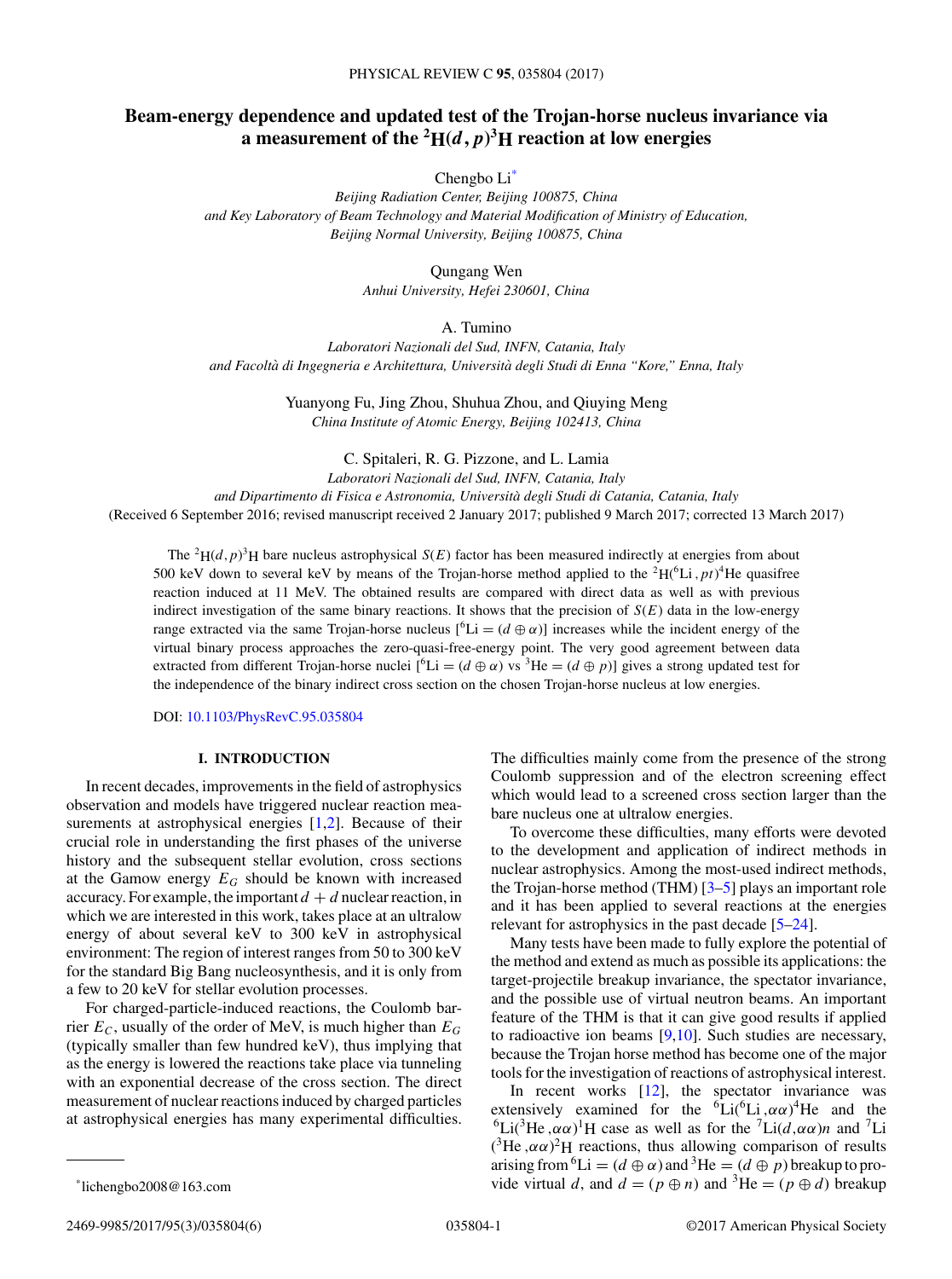# Beam-energy dependence and updated test of the Trojan-horse nucleus invariance via a measurement of the $^2H(d,p)^3H$ reaction at low energies

Chengbo Li[*]

*Beijing Radiation Center, Beijing 100875, China*
*and Key Laboratory of Beam Technology and Material Modification of Ministry of Education, Beijing Normal University, Beijing 100875, China*

Qungang Wen

*Anhui University, Hefei 230601, China*

A. Tumino

*Laboratori Nazionali del Sud, INFN, Catania, Italy*
*and Facoltà di Ingegneria e Architettura, Università degli Studi di Enna "Kore," Enna, Italy*

Yuanyong Fu, Jing Zhou, Shuhua Zhou, and Qiuying Meng

*China Institute of Atomic Energy, Beijing 102413, China*

C. Spitaleri, R. G. Pizzone, and L. Lamia

*Laboratori Nazionali del Sud, INFN, Catania, Italy*
*and Dipartimento di Fisica e Astronomia, Università degli Studi di Catania, Catania, Italy*

(Received 6 September 2016; revised manuscript received 2 January 2017; published 9 March 2017; corrected 13 March 2017)

The $^2H(d,p)^3H$ bare nucleus astrophysical $S(E)$ factor has been measured indirectly at energies from about 500 keV down to several keV by means of the Trojan-horse method applied to the $^2H(^6Li,pt)^4He$ quasifree reaction induced at 11 MeV. The obtained results are compared with direct data as well as with previous indirect investigation of the same binary reactions. It shows that the precision of $S(E)$ data in the low-energy range extracted via the same Trojan-horse nucleus [$^6Li = (d \oplus \alpha)$] increases while the incident energy of the virtual binary process approaches the zero-quasi-free-energy point. The very good agreement between data extracted from different Trojan-horse nuclei [$^6Li = (d \oplus \alpha)$ vs $^3He = (d \oplus p)$] gives a strong updated test for the independence of the binary indirect cross section on the chosen Trojan-horse nucleus at low energies.

DOI: 10.1103/PhysRevC.95.035804

## I. INTRODUCTION

In recent decades, improvements in the field of astrophysics observation and models have triggered nuclear reaction measurements at astrophysical energies [1,2]. Because of their crucial role in understanding the first phases of the universe history and the subsequent stellar evolution, cross sections at the Gamow energy $E_G$ should be known with increased accuracy. For example, the important $d + d$ nuclear reaction, in which we are interested in this work, takes place at an ultralow energy of about several keV to 300 keV in astrophysical environment: The region of interest ranges from 50 to 300 keV for the standard Big Bang nucleosynthesis, and it is only from a few to 20 keV for stellar evolution processes.

For charged-particle-induced reactions, the Coulomb barrier $E_C$, usually of the order of MeV, is much higher than $E_G$ (typically smaller than few hundred keV), thus implying that as the energy is lowered the reactions take place via tunneling with an exponential decrease of the cross section. The direct measurement of nuclear reactions induced by charged particles at astrophysical energies has many experimental difficulties. The difficulties mainly come from the presence of the strong Coulomb suppression and of the electron screening effect which would lead to a screened cross section larger than the bare nucleus one at ultralow energies.

To overcome these difficulties, many efforts were devoted to the development and application of indirect methods in nuclear astrophysics. Among the most-used indirect methods, the Trojan-horse method (THM) [3–5] plays an important role and it has been applied to several reactions at the energies relevant for astrophysics in the past decade [5–24].

Many tests have been made to fully explore the potential of the method and extend as much as possible its applications: the target-projectile breakup invariance, the spectator invariance, and the possible use of virtual neutron beams. An important feature of the THM is that it can give good results if applied to radioactive ion beams [9,10]. Such studies are necessary, because the Trojan horse method has become one of the major tools for the investigation of reactions of astrophysical interest.

In recent works [12], the spectator invariance was extensively examined for the $^6Li(^6Li,\alpha\alpha)^4He$ and the $^6Li(^3He,\alpha\alpha)^1H$ case as well as for the $^7Li(d,\alpha\alpha)n$ and $^7Li(^3He,\alpha\alpha)^2H$ reactions, thus allowing comparison of results arising from $^6Li = (d \oplus \alpha)$ and $^3He = (d \oplus p)$ breakup to provide virtual $d$, and $d = (p \oplus n)$ and $^3He = (p \oplus d)$ breakup

[*] lichengbo2008@163.com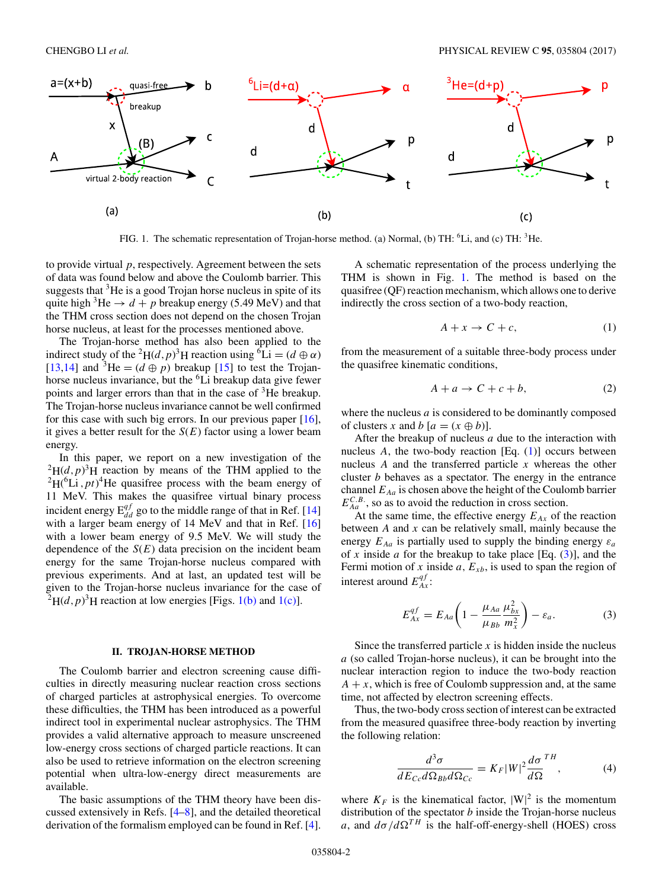FIG. 1. The schematic representation of Trojan-horse method. (a) Normal, (b) TH: $^6$Li, and (c) TH: $^3$He.

to provide virtual $p$, respectively. Agreement between the sets of data was found below and above the Coulomb barrier. This suggests that $^3$He is a good Trojan horse nucleus in spite of its quite high $^3\text{He} \to d + p$ breakup energy (5.49 MeV) and that the THM cross section does not depend on the chosen Trojan horse nucleus, at least for the processes mentioned above.

The Trojan-horse method has also been applied to the indirect study of the $^2\text{H}(d,p)^3\text{H}$ reaction using $^6\text{Li} = (d \oplus \alpha)$ [13,14] and $^3\text{He} = (d \oplus p)$ breakup [15] to test the Trojan-horse nucleus invariance, but the $^6$Li breakup data give fewer points and larger errors than that in the case of $^3$He breakup. The Trojan-horse nucleus invariance cannot be well confirmed for this case with such big errors. In our previous paper [16], it gives a better result for the $S(E)$ factor using a lower beam energy.

In this paper, we report on a new investigation of the $^2\text{H}(d,p)^3\text{H}$ reaction by means of the THM applied to the $^2\text{H}(^6\text{Li},pt)^4\text{He}$ quasifree process with the beam energy of 11 MeV. This makes the quasifree virtual binary process incident energy $E_{dd}^{qf}$ go to the middle range of that in Ref. [14] with a larger beam energy of 14 MeV and that in Ref. [16] with a lower beam energy of 9.5 MeV. We will study the dependence of the $S(E)$ data precision on the incident beam energy for the same Trojan-horse nucleus compared with previous experiments. And at last, an updated test will be given to the Trojan-horse nucleus invariance for the case of $^2\text{H}(d,p)^3\text{H}$ reaction at low energies [Figs. 1(b) and 1(c)].

## II. TROJAN-HORSE METHOD

The Coulomb barrier and electron screening cause difficulties in directly measuring nuclear reaction cross sections of charged particles at astrophysical energies. To overcome these difficulties, the THM has been introduced as a powerful indirect tool in experimental nuclear astrophysics. The THM provides a valid alternative approach to measure unscreened low-energy cross sections of charged particle reactions. It can also be used to retrieve information on the electron screening potential when ultra-low-energy direct measurements are available.

The basic assumptions of the THM theory have been discussed extensively in Refs. [4–8], and the detailed theoretical derivation of the formalism employed can be found in Ref. [4].

A schematic representation of the process underlying the THM is shown in Fig. 1. The method is based on the quasifree (QF) reaction mechanism, which allows one to derive indirectly the cross section of a two-body reaction,

$$A + x \to C + c, \tag{1}$$

from the measurement of a suitable three-body process under the quasifree kinematic conditions,

$$A + a \to C + c + b, \tag{2}$$

where the nucleus $a$ is considered to be dominantly composed of clusters $x$ and $b$ [$a = (x \oplus b)$].

After the breakup of nucleus $a$ due to the interaction with nucleus $A$, the two-body reaction [Eq. (1)] occurs between nucleus $A$ and the transferred particle $x$ whereas the other cluster $b$ behaves as a spectator. The energy in the entrance channel $E_{Aa}$ is chosen above the height of the Coulomb barrier $E_{Aa}^{C.B.}$, so as to avoid the reduction in cross section.

At the same time, the effective energy $E_{Ax}$ of the reaction between $A$ and $x$ can be relatively small, mainly because the energy $E_{Aa}$ is partially used to supply the binding energy $\varepsilon_a$ of $x$ inside $a$ for the breakup to take place [Eq. (3)], and the Fermi motion of $x$ inside $a$, $E_{xb}$, is used to span the region of interest around $E_{Ax}^{qf}$:

$$E_{Ax}^{qf} = E_{Aa}\left(1 - \frac{\mu_{Aa}}{\mu_{Bb}}\frac{\mu_{bx}^2}{m_x^2}\right) - \varepsilon_a. \tag{3}$$

Since the transferred particle $x$ is hidden inside the nucleus $a$ (so called Trojan-horse nucleus), it can be brought into the nuclear interaction region to induce the two-body reaction $A + x$, which is free of Coulomb suppression and, at the same time, not affected by electron screening effects.

Thus, the two-body cross section of interest can be extracted from the measured quasifree three-body reaction by inverting the following relation:

$$\frac{d^3\sigma}{dE_{Cc}d\Omega_{Bb}d\Omega_{Cc}} = K_F|W|^2\frac{d\sigma}{d\Omega}^{TH}, \tag{4}$$

where $K_F$ is the kinematical factor, $|W|^2$ is the momentum distribution of the spectator $b$ inside the Trojan-horse nucleus $a$, and $d\sigma/d\Omega^{TH}$ is the half-off-energy-shell (HOES) cross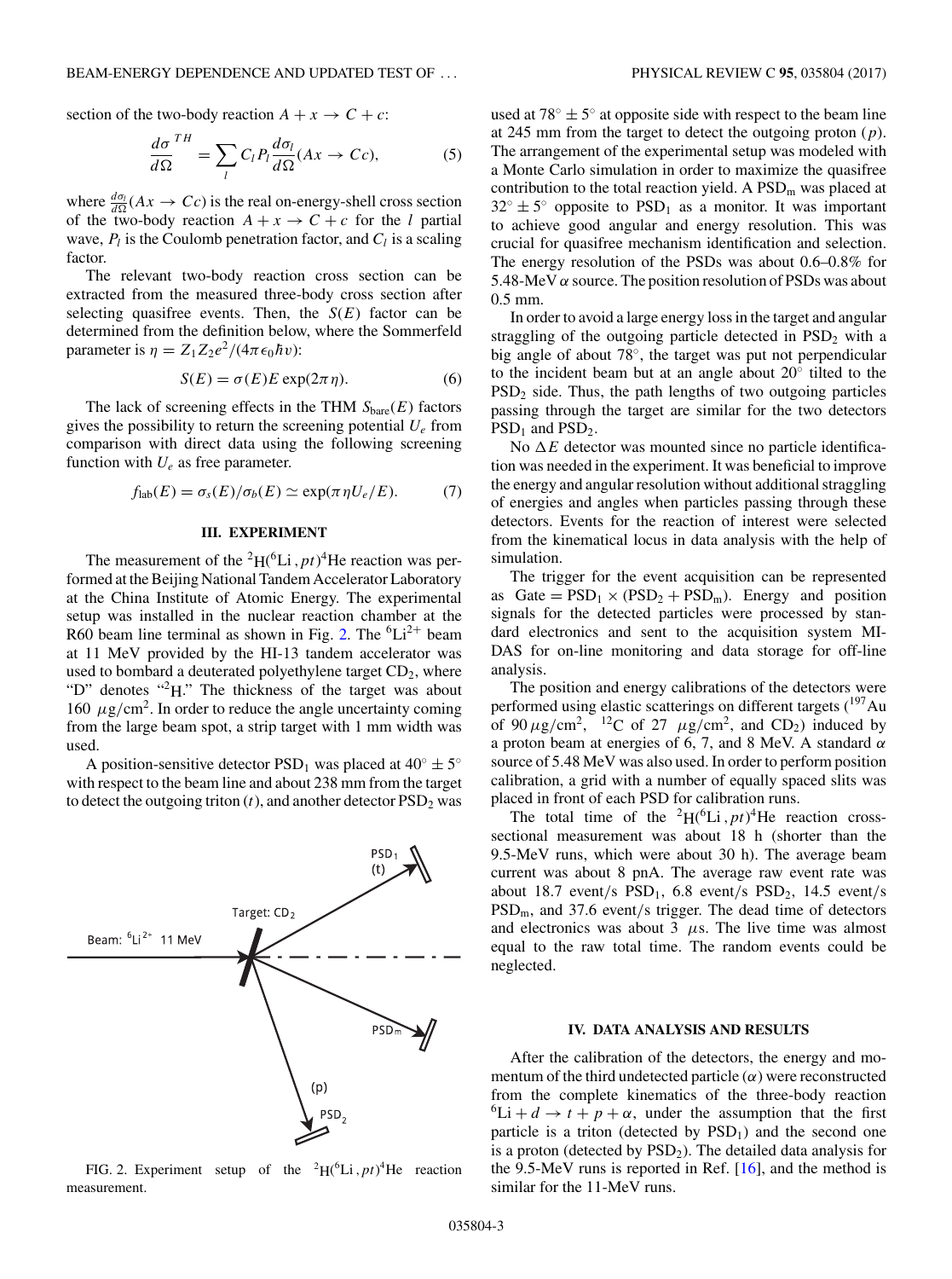section of the two-body reaction $A + x \rightarrow C + c$:

$$\frac{d\sigma}{d\Omega}^{TH} = \sum_l C_l P_l \frac{d\sigma_l}{d\Omega}(Ax \rightarrow Cc), \tag{5}$$

where $\frac{d\sigma_l}{d\Omega}(Ax \rightarrow Cc)$ is the real on-energy-shell cross section of the two-body reaction $A + x \rightarrow C + c$ for the $l$ partial wave, $P_l$ is the Coulomb penetration factor, and $C_l$ is a scaling factor.

The relevant two-body reaction cross section can be extracted from the measured three-body cross section after selecting quasifree events. Then, the $S(E)$ factor can be determined from the definition below, where the Sommerfeld parameter is $\eta = Z_1 Z_2 e^2/(4\pi\epsilon_0 \hbar v)$:

$$S(E) = \sigma(E) E \exp(2\pi\eta). \tag{6}$$

The lack of screening effects in the THM $S_{\text{bare}}(E)$ factors gives the possibility to return the screening potential $U_e$ from comparison with direct data using the following screening function with $U_e$ as free parameter.

$$f_{\text{lab}}(E) = \sigma_s(E)/\sigma_b(E) \simeq \exp(\pi\eta U_e/E). \tag{7}$$

## III. EXPERIMENT

The measurement of the $^2$H($^6$Li$\,,pt$)$^4$He reaction was performed at the Beijing National Tandem Accelerator Laboratory at the China Institute of Atomic Energy. The experimental setup was installed in the nuclear reaction chamber at the R60 beam line terminal as shown in Fig. 2. The $^6$Li$^{2+}$ beam at 11 MeV provided by the HI-13 tandem accelerator was used to bombard a deuterated polyethylene target $CD_2$, where "D" denotes "$^2$H." The thickness of the target was about 160 $\mu$g/cm$^2$. In order to reduce the angle uncertainty coming from the large beam spot, a strip target with 1 mm width was used.

A position-sensitive detector $PSD_1$ was placed at $40^\circ \pm 5^\circ$ with respect to the beam line and about 238 mm from the target to detect the outgoing triton ($t$), and another detector $PSD_2$ was used at $78^\circ \pm 5^\circ$ at opposite side with respect to the beam line at 245 mm from the target to detect the outgoing proton ($p$). The arrangement of the experimental setup was modeled with a Monte Carlo simulation in order to maximize the quasifree contribution to the total reaction yield. A $PSD_m$ was placed at $32^\circ \pm 5^\circ$ opposite to $PSD_1$ as a monitor. It was important to achieve good angular and energy resolution. This was crucial for quasifree mechanism identification and selection. The energy resolution of the PSDs was about 0.6–0.8% for 5.48-MeV $\alpha$ source. The position resolution of PSDs was about 0.5 mm.

FIG. 2. Experiment setup of the $^2$H($^6$Li$\,,pt$)$^4$He reaction measurement.

In order to avoid a large energy loss in the target and angular straggling of the outgoing particle detected in $PSD_2$ with a big angle of about $78^\circ$, the target was put not perpendicular to the incident beam but at an angle about $20^\circ$ tilted to the $PSD_2$ side. Thus, the path lengths of two outgoing particles passing through the target are similar for the two detectors $PSD_1$ and $PSD_2$.

No $\Delta E$ detector was mounted since no particle identification was needed in the experiment. It was beneficial to improve the energy and angular resolution without additional straggling of energies and angles when particles passing through these detectors. Events for the reaction of interest were selected from the kinematical locus in data analysis with the help of simulation.

The trigger for the event acquisition can be represented as Gate = $PSD_1 \times (PSD_2 + PSD_m)$. Energy and position signals for the detected particles were processed by standard electronics and sent to the acquisition system MIDAS for on-line monitoring and data storage for off-line analysis.

The position and energy calibrations of the detectors were performed using elastic scatterings on different targets ($^{197}$Au of 90 $\mu$g/cm$^2$, $^{12}$C of 27 $\mu$g/cm$^2$, and $CD_2$) induced by a proton beam at energies of 6, 7, and 8 MeV. A standard $\alpha$ source of 5.48 MeV was also used. In order to perform position calibration, a grid with a number of equally spaced slits was placed in front of each PSD for calibration runs.

The total time of the $^2$H($^6$Li$\,,pt$)$^4$He reaction cross-sectional measurement was about 18 h (shorter than the 9.5-MeV runs, which were about 30 h). The average beam current was about 8 pnA. The average raw event rate was about 18.7 event/s $PSD_1$, 6.8 event/s $PSD_2$, 14.5 event/s $PSD_m$, and 37.6 event/s trigger. The dead time of detectors and electronics was about 3 $\mu$s. The live time was almost equal to the raw total time. The random events could be neglected.

## IV. DATA ANALYSIS AND RESULTS

After the calibration of the detectors, the energy and momentum of the third undetected particle ($\alpha$) were reconstructed from the complete kinematics of the three-body reaction $^6$Li $+ d \rightarrow t + p + \alpha$, under the assumption that the first particle is a triton (detected by $PSD_1$) and the second one is a proton (detected by $PSD_2$). The detailed data analysis for the 9.5-MeV runs is reported in Ref. [16], and the method is similar for the 11-MeV runs.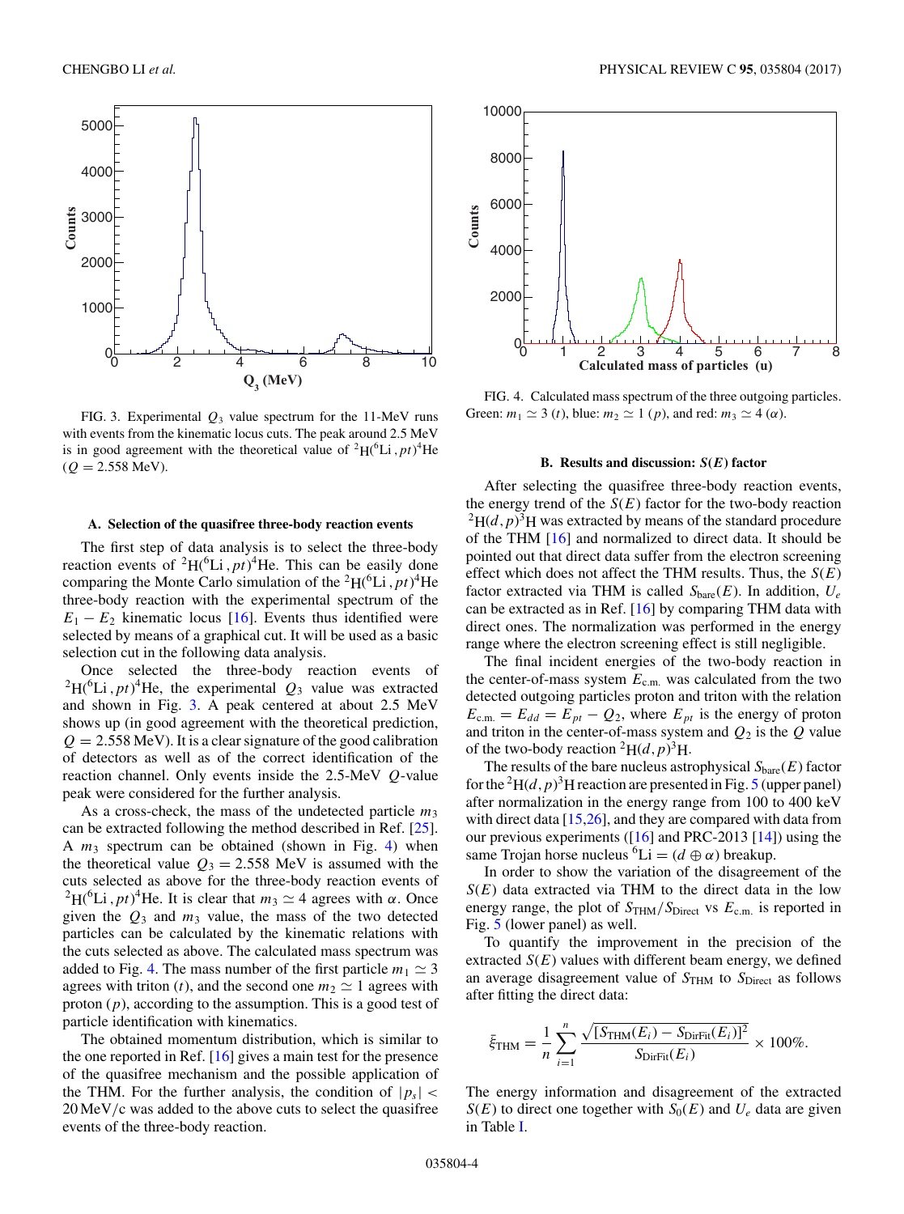FIG. 3. Experimental $Q_3$ value spectrum for the 11-MeV runs with events from the kinematic locus cuts. The peak around 2.5 MeV is in good agreement with the theoretical value of $^2$H($^6$Li, $pt$)$^4$He ($Q = 2.558$ MeV).

FIG. 4. Calculated mass spectrum of the three outgoing particles. Green: $m_1 \simeq 3$ ($t$), blue: $m_2 \simeq 1$ ($p$), and red: $m_3 \simeq 4$ ($\alpha$).

### A. Selection of the quasifree three-body reaction events

The first step of data analysis is to select the three-body reaction events of $^2$H($^6$Li, $pt$)$^4$He. This can be easily done comparing the Monte Carlo simulation of the $^2$H($^6$Li, $pt$)$^4$He three-body reaction with the experimental spectrum of the $E_1 - E_2$ kinematic locus [16]. Events thus identified were selected by means of a graphical cut. It will be used as a basic selection cut in the following data analysis.

Once selected the three-body reaction events of $^2$H($^6$Li, $pt$)$^4$He, the experimental $Q_3$ value was extracted and shown in Fig. 3. A peak centered at about 2.5 MeV shows up (in good agreement with the theoretical prediction, $Q = 2.558$ MeV). It is a clear signature of the good calibration of detectors as well as of the correct identification of the reaction channel. Only events inside the 2.5-MeV $Q$-value peak were considered for the further analysis.

As a cross-check, the mass of the undetected particle $m_3$ can be extracted following the method described in Ref. [25]. A $m_3$ spectrum can be obtained (shown in Fig. 4) when the theoretical value $Q_3 = 2.558$ MeV is assumed with the cuts selected as above for the three-body reaction events of $^2$H($^6$Li, $pt$)$^4$He. It is clear that $m_3 \simeq 4$ agrees with $\alpha$. Once given the $Q_3$ and $m_3$ value, the mass of the two detected particles can be calculated by the kinematic relations with the cuts selected as above. The calculated mass spectrum was added to Fig. 4. The mass number of the first particle $m_1 \simeq 3$ agrees with triton ($t$), and the second one $m_2 \simeq 1$ agrees with proton ($p$), according to the assumption. This is a good test of particle identification with kinematics.

The obtained momentum distribution, which is similar to the one reported in Ref. [16] gives a main test for the presence of the quasifree mechanism and the possible application of the THM. For the further analysis, the condition of $|p_s| < 20$ MeV/c was added to the above cuts to select the quasifree events of the three-body reaction.

### B. Results and discussion: $S(E)$ factor

After selecting the quasifree three-body reaction events, the energy trend of the $S(E)$ factor for the two-body reaction $^2$H($d, p$)$^3$H was extracted by means of the standard procedure of the THM [16] and normalized to direct data. It should be pointed out that direct data suffer from the electron screening effect which does not affect the THM results. Thus, the $S(E)$ factor extracted via THM is called $S_{\text{bare}}(E)$. In addition, $U_e$ can be extracted as in Ref. [16] by comparing THM data with direct ones. The normalization was performed in the energy range where the electron screening effect is still negligible.

The final incident energies of the two-body reaction in the center-of-mass system $E_{\text{c.m.}}$ was calculated from the two detected outgoing particles proton and triton with the relation $E_{\text{c.m.}} = E_{dd} = E_{pt} - Q_2$, where $E_{pt}$ is the energy of proton and triton in the center-of-mass system and $Q_2$ is the $Q$ value of the two-body reaction $^2$H($d, p$)$^3$H.

The results of the bare nucleus astrophysical $S_{\text{bare}}(E)$ factor for the $^2$H($d, p$)$^3$H reaction are presented in Fig. 5 (upper panel) after normalization in the energy range from 100 to 400 keV with direct data [15,26], and they are compared with data from our previous experiments ([16] and PRC-2013 [14]) using the same Trojan horse nucleus $^6$Li = ($d \oplus \alpha$) breakup.

In order to show the variation of the disagreement of the $S(E)$ data extracted via THM to the direct data in the low energy range, the plot of $S_{\text{THM}}/S_{\text{Direct}}$ vs $E_{\text{c.m.}}$ is reported in Fig. 5 (lower panel) as well.

To quantify the improvement in the precision of the extracted $S(E)$ values with different beam energy, we defined an average disagreement value of $S_{\text{THM}}$ to $S_{\text{Direct}}$ as follows after fitting the direct data:

$$\bar{\xi}_{\text{THM}} = \frac{1}{n} \sum_{i=1}^{n} \frac{\sqrt{[S_{\text{THM}}(E_i) - S_{\text{DirFit}}(E_i)]^2}}{S_{\text{DirFit}}(E_i)} \times 100\%.$$

The energy information and disagreement of the extracted $S(E)$ to direct one together with $S_0(E)$ and $U_e$ data are given in Table I.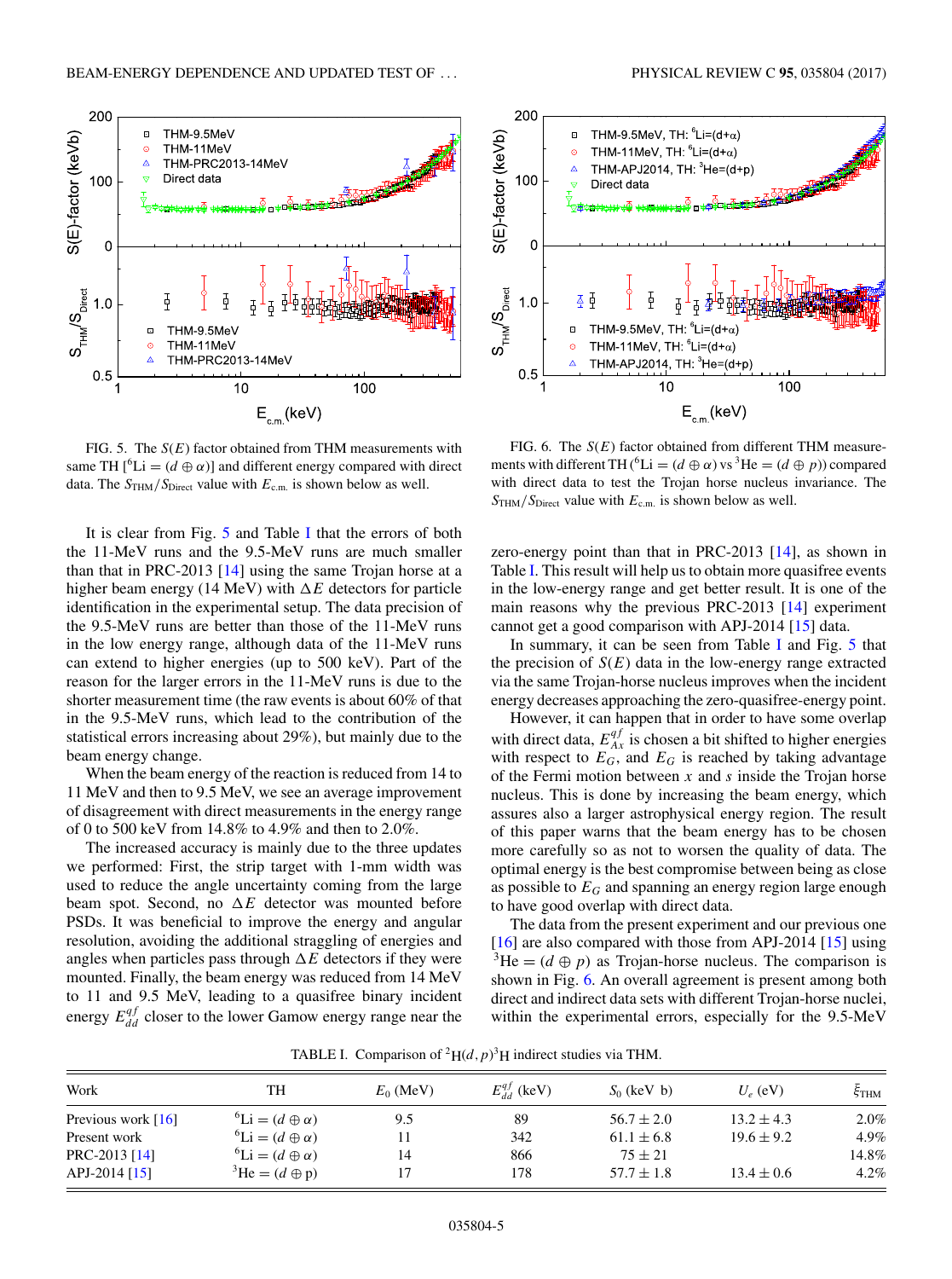FIG. 5. The $S(E)$ factor obtained from THM measurements with same TH [$^6$Li $= (d \oplus \alpha)$] and different energy compared with direct data. The $S_{\rm THM}/S_{\rm Direct}$ value with $E_{\rm c.m.}$ is shown below as well.

FIG. 6. The $S(E)$ factor obtained from different THM measurements with different TH ($^6$Li $= (d \oplus \alpha)$ vs $^3$He $= (d \oplus p)$) compared with direct data to test the Trojan horse nucleus invariance. The $S_{\rm THM}/S_{\rm Direct}$ value with $E_{\rm c.m.}$ is shown below as well.

It is clear from Fig. 5 and Table I that the errors of both the 11-MeV runs and the 9.5-MeV runs are much smaller than that in PRC-2013 [14] using the same Trojan horse at a higher beam energy (14 MeV) with $\Delta E$ detectors for particle identification in the experimental setup. The data precision of the 9.5-MeV runs are better than those of the 11-MeV runs in the low energy range, although data of the 11-MeV runs can extend to higher energies (up to 500 keV). Part of the reason for the larger errors in the 11-MeV runs is due to the shorter measurement time (the raw events is about 60% of that in the 9.5-MeV runs, which lead to the contribution of the statistical errors increasing about 29%), but mainly due to the beam energy change.

When the beam energy of the reaction is reduced from 14 to 11 MeV and then to 9.5 MeV, we see an average improvement of disagreement with direct measurements in the energy range of 0 to 500 keV from 14.8% to 4.9% and then to 2.0%.

The increased accuracy is mainly due to the three updates we performed: First, the strip target with 1-mm width was used to reduce the angle uncertainty coming from the large beam spot. Second, no $\Delta E$ detector was mounted before PSDs. It was beneficial to improve the energy and angular resolution, avoiding the additional straggling of energies and angles when particles pass through $\Delta E$ detectors if they were mounted. Finally, the beam energy was reduced from 14 MeV to 11 and 9.5 MeV, leading to a quasifree binary incident energy $E_{dd}^{qf}$ closer to the lower Gamow energy range near the zero-energy point than that in PRC-2013 [14], as shown in Table I. This result will help us to obtain more quasifree events in the low-energy range and get better result. It is one of the main reasons why the previous PRC-2013 [14] experiment cannot get a good comparison with APJ-2014 [15] data.

In summary, it can be seen from Table I and Fig. 5 that the precision of $S(E)$ data in the low-energy range extracted via the same Trojan-horse nucleus improves when the incident energy decreases approaching the zero-quasifree-energy point.

However, it can happen that in order to have some overlap with direct data, $E_{Ax}^{qf}$ is chosen a bit shifted to higher energies with respect to $E_G$, and $E_G$ is reached by taking advantage of the Fermi motion between $x$ and $s$ inside the Trojan horse nucleus. This is done by increasing the beam energy, which assures also a larger astrophysical energy region. The result of this paper warns that the beam energy has to be chosen more carefully so as not to worsen the quality of data. The optimal energy is the best compromise between being as close as possible to $E_G$ and spanning an energy region large enough to have good overlap with direct data.

The data from the present experiment and our previous one [16] are also compared with those from APJ-2014 [15] using $^3$He $= (d \oplus p)$ as Trojan-horse nucleus. The comparison is shown in Fig. 6. An overall agreement is present among both direct and indirect data sets with different Trojan-horse nuclei, within the experimental errors, especially for the 9.5-MeV

TABLE I. Comparison of $^2$H$(d,p)^3$H indirect studies via THM.

| Work | TH | $E_0$ (MeV) | $E_{dd}^{qf}$ (keV) | $S_0$ (keV b) | $U_e$ (eV) | $\xi_{\rm THM}$ |
|---|---|---|---|---|---|---|
| Previous work [16] | $^6$Li $= (d \oplus \alpha)$ | 9.5 | 89 | $56.7 \pm 2.0$ | $13.2 \pm 4.3$ | 2.0% |
| Present work | $^6$Li $= (d \oplus \alpha)$ | 11 | 342 | $61.1 \pm 6.8$ | $19.6 \pm 9.2$ | 4.9% |
| PRC-2013 [14] | $^6$Li $= (d \oplus \alpha)$ | 14 | 866 | $75 \pm 21$ | | 14.8% |
| APJ-2014 [15] | $^3$He $= (d \oplus$ p) | 17 | 178 | $57.7 \pm 1.8$ | $13.4 \pm 0.6$ | 4.2% |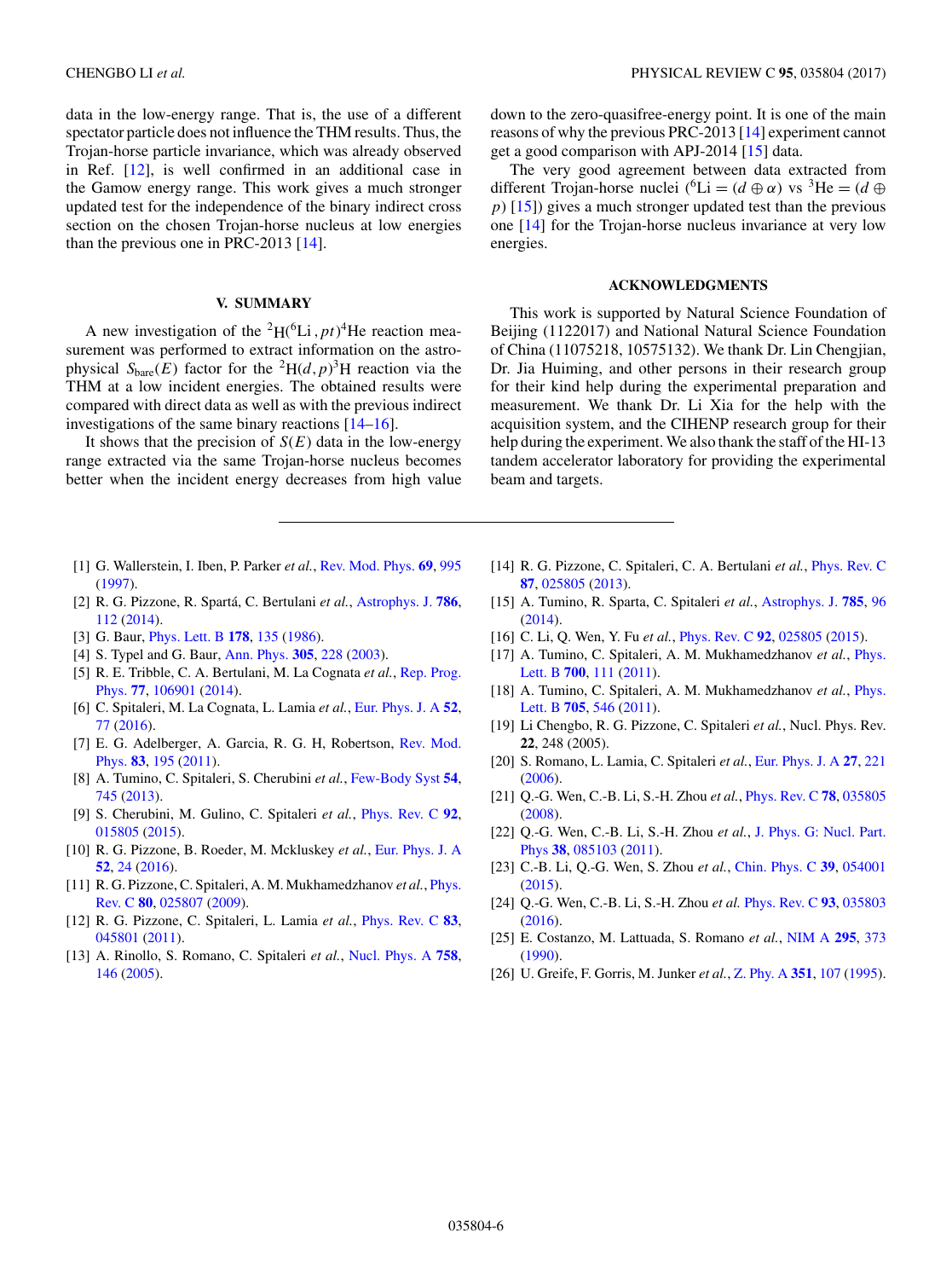data in the low-energy range. That is, the use of a different spectator particle does not influence the THM results. Thus, the Trojan-horse particle invariance, which was already observed in Ref. [12], is well confirmed in an additional case in the Gamow energy range. This work gives a much stronger updated test for the independence of the binary indirect cross section on the chosen Trojan-horse nucleus at low energies than the previous one in PRC-2013 [14].

## V. SUMMARY

A new investigation of the $^{2}$H($^{6}$Li$\,,pt$)$^{4}$He reaction measurement was performed to extract information on the astrophysical $S_{\mathrm{bare}}(E)$ factor for the $^{2}$H$(d,p)^{3}$H reaction via the THM at a low incident energies. The obtained results were compared with direct data as well as with the previous indirect investigations of the same binary reactions [14–16].

It shows that the precision of $S(E)$ data in the low-energy range extracted via the same Trojan-horse nucleus becomes better when the incident energy decreases from high value down to the zero-quasifree-energy point. It is one of the main reasons of why the previous PRC-2013 [14] experiment cannot get a good comparison with APJ-2014 [15] data.

The very good agreement between data extracted from different Trojan-horse nuclei ($^{6}$Li $= (d \oplus \alpha)$ vs $^{3}$He $= (d \oplus p)$ [15]) gives a much stronger updated test than the previous one [14] for the Trojan-horse nucleus invariance at very low energies.

## ACKNOWLEDGMENTS

This work is supported by Natural Science Foundation of Beijing (1122017) and National Natural Science Foundation of China (11075218, 10575132). We thank Dr. Lin Chengjian, Dr. Jia Huiming, and other persons in their research group for their kind help during the experimental preparation and measurement. We thank Dr. Li Xia for the help with the acquisition system, and the CIHENP research group for their help during the experiment. We also thank the staff of the HI-13 tandem accelerator laboratory for providing the experimental beam and targets.

---

[1] G. Wallerstein, I. Iben, P. Parker *et al.*, Rev. Mod. Phys. **69**, 995 (1997).

[2] R. G. Pizzone, R. Spartá, C. Bertulani *et al.*, Astrophys. J. **786**, 112 (2014).

[3] G. Baur, Phys. Lett. B **178**, 135 (1986).

[4] S. Typel and G. Baur, Ann. Phys. **305**, 228 (2003).

[5] R. E. Tribble, C. A. Bertulani, M. La Cognata *et al.*, Rep. Prog. Phys. **77**, 106901 (2014).

[6] C. Spitaleri, M. La Cognata, L. Lamia *et al.*, Eur. Phys. J. A **52**, 77 (2016).

[7] E. G. Adelberger, A. Garcia, R. G. H, Robertson, Rev. Mod. Phys. **83**, 195 (2011).

[8] A. Tumino, C. Spitaleri, S. Cherubini *et al.*, Few-Body Syst **54**, 745 (2013).

[9] S. Cherubini, M. Gulino, C. Spitaleri *et al.*, Phys. Rev. C **92**, 015805 (2015).

[10] R. G. Pizzone, B. Roeder, M. Mckluskey *et al.*, Eur. Phys. J. A **52**, 24 (2016).

[11] R. G. Pizzone, C. Spitaleri, A. M. Mukhamedzhanov *et al.*, Phys. Rev. C **80**, 025807 (2009).

[12] R. G. Pizzone, C. Spitaleri, L. Lamia *et al.*, Phys. Rev. C **83**, 045801 (2011).

[13] A. Rinollo, S. Romano, C. Spitaleri *et al.*, Nucl. Phys. A **758**, 146 (2005).

[14] R. G. Pizzone, C. Spitaleri, C. A. Bertulani *et al.*, Phys. Rev. C **87**, 025805 (2013).

[15] A. Tumino, R. Sparta, C. Spitaleri *et al.*, Astrophys. J. **785**, 96 (2014).

[16] C. Li, Q. Wen, Y. Fu *et al.*, Phys. Rev. C **92**, 025805 (2015).

[17] A. Tumino, C. Spitaleri, A. M. Mukhamedzhanov *et al.*, Phys. Lett. B **700**, 111 (2011).

[18] A. Tumino, C. Spitaleri, A. M. Mukhamedzhanov *et al.*, Phys. Lett. B **705**, 546 (2011).

[19] Li Chengbo, R. G. Pizzone, C. Spitaleri *et al.*, Nucl. Phys. Rev. **22**, 248 (2005).

[20] S. Romano, L. Lamia, C. Spitaleri *et al.*, Eur. Phys. J. A **27**, 221 (2006).

[21] Q.-G. Wen, C.-B. Li, S.-H. Zhou *et al.*, Phys. Rev. C **78**, 035805 (2008).

[22] Q.-G. Wen, C.-B. Li, S.-H. Zhou *et al.*, J. Phys. G: Nucl. Part. Phys **38**, 085103 (2011).

[23] C.-B. Li, Q.-G. Wen, S. Zhou *et al.*, Chin. Phys. C **39**, 054001 (2015).

[24] Q.-G. Wen, C.-B. Li, S.-H. Zhou *et al.* Phys. Rev. C **93**, 035803 (2016).

[25] E. Costanzo, M. Lattuada, S. Romano *et al.*, NIM A **295**, 373 (1990).

[26] U. Greife, F. Gorris, M. Junker *et al.*, Z. Phy. A **351**, 107 (1995).